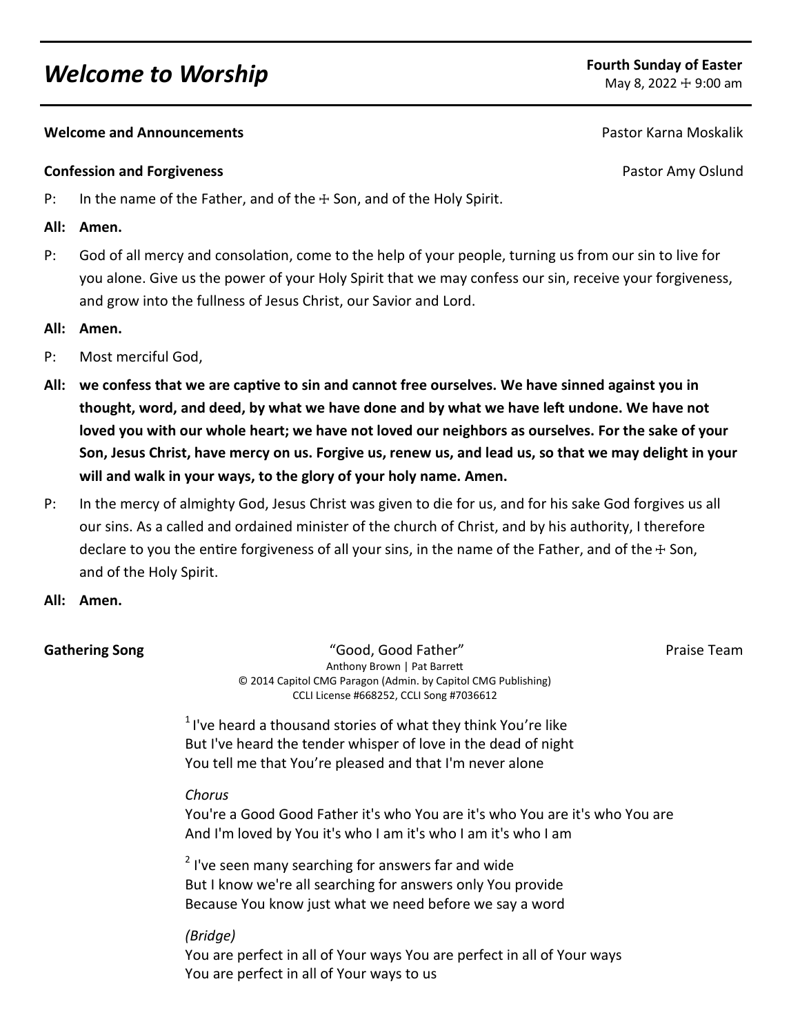# *Welcome to Worship*

**Fourth Sunday of Easter**
May 8, 2022 ☩ 9:00 am

**Welcome and Announcements** Pastor Karna Moskalik

**Confession and Forgiveness** Pastor Amy Oslund

P: In the name of the Father, and of the ☩ Son, and of the Holy Spirit.

**All: Amen.**

P: God of all mercy and consolation, come to the help of your people, turning us from our sin to live for you alone. Give us the power of your Holy Spirit that we may confess our sin, receive your forgiveness, and grow into the fullness of Jesus Christ, our Savior and Lord.

**All: Amen.**

P: Most merciful God,

**All: we confess that we are captive to sin and cannot free ourselves. We have sinned against you in thought, word, and deed, by what we have done and by what we have left undone. We have not loved you with our whole heart; we have not loved our neighbors as ourselves. For the sake of your Son, Jesus Christ, have mercy on us. Forgive us, renew us, and lead us, so that we may delight in your will and walk in your ways, to the glory of your holy name. Amen.**

P: In the mercy of almighty God, Jesus Christ was given to die for us, and for his sake God forgives us all our sins. As a called and ordained minister of the church of Christ, and by his authority, I therefore declare to you the entire forgiveness of all your sins, in the name of the Father, and of the ☩ Son, and of the Holy Spirit.

**All: Amen.**

**Gathering Song** "Good, Good Father" Praise Team

Anthony Brown | Pat Barrett
© 2014 Capitol CMG Paragon (Admin. by Capitol CMG Publishing)
CCLI License #668252, CCLI Song #7036612

[1] I've heard a thousand stories of what they think You're like
But I've heard the tender whisper of love in the dead of night
You tell me that You're pleased and that I'm never alone

*Chorus*
You're a Good Good Father it's who You are it's who You are it's who You are
And I'm loved by You it's who I am it's who I am it's who I am

[2] I've seen many searching for answers far and wide
But I know we're all searching for answers only You provide
Because You know just what we need before we say a word

*(Bridge)*
You are perfect in all of Your ways You are perfect in all of Your ways
You are perfect in all of Your ways to us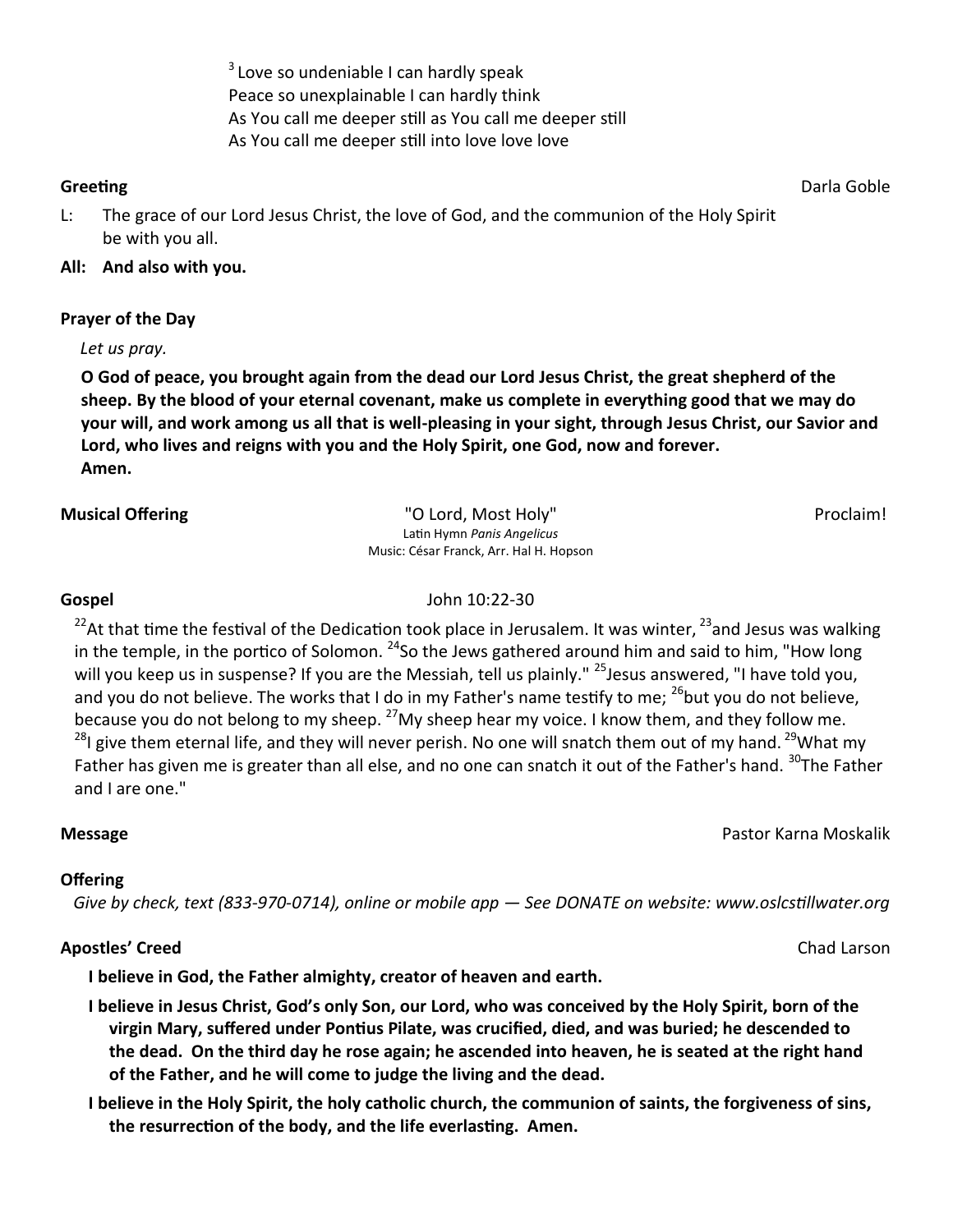[3] Love so undeniable I can hardly speak
Peace so unexplainable I can hardly think
As You call me deeper still as You call me deeper still
As You call me deeper still into love love love

**Greeting** Darla Goble

L: The grace of our Lord Jesus Christ, the love of God, and the communion of the Holy Spirit be with you all.

**All: And also with you.**

**Prayer of the Day**

*Let us pray.*

**O God of peace, you brought again from the dead our Lord Jesus Christ, the great shepherd of the sheep. By the blood of your eternal covenant, make us complete in everything good that we may do your will, and work among us all that is well-pleasing in your sight, through Jesus Christ, our Savior and Lord, who lives and reigns with you and the Holy Spirit, one God, now and forever.
Amen.**

**Musical Offering** "O Lord, Most Holy" Proclaim!
Latin Hymn *Panis Angelicus*
Music: César Franck, Arr. Hal H. Hopson

**Gospel** John 10:22-30

[22]At that time the festival of the Dedication took place in Jerusalem. It was winter, [23]and Jesus was walking in the temple, in the portico of Solomon. [24]So the Jews gathered around him and said to him, "How long will you keep us in suspense? If you are the Messiah, tell us plainly." [25]Jesus answered, "I have told you, and you do not believe. The works that I do in my Father's name testify to me; [26]but you do not believe, because you do not belong to my sheep. [27]My sheep hear my voice. I know them, and they follow me. [28]I give them eternal life, and they will never perish. No one will snatch them out of my hand. [29]What my Father has given me is greater than all else, and no one can snatch it out of the Father's hand. [30]The Father and I are one."

**Message** Pastor Karna Moskalik

**Offering**

*Give by check, text (833-970-0714), online or mobile app — See DONATE on website: www.oslcstillwater.org*

**Apostles' Creed** Chad Larson

**I believe in God, the Father almighty, creator of heaven and earth.**

**I believe in Jesus Christ, God's only Son, our Lord, who was conceived by the Holy Spirit, born of the virgin Mary, suffered under Pontius Pilate, was crucified, died, and was buried; he descended to the dead. On the third day he rose again; he ascended into heaven, he is seated at the right hand of the Father, and he will come to judge the living and the dead.**

**I believe in the Holy Spirit, the holy catholic church, the communion of saints, the forgiveness of sins, the resurrection of the body, and the life everlasting. Amen.**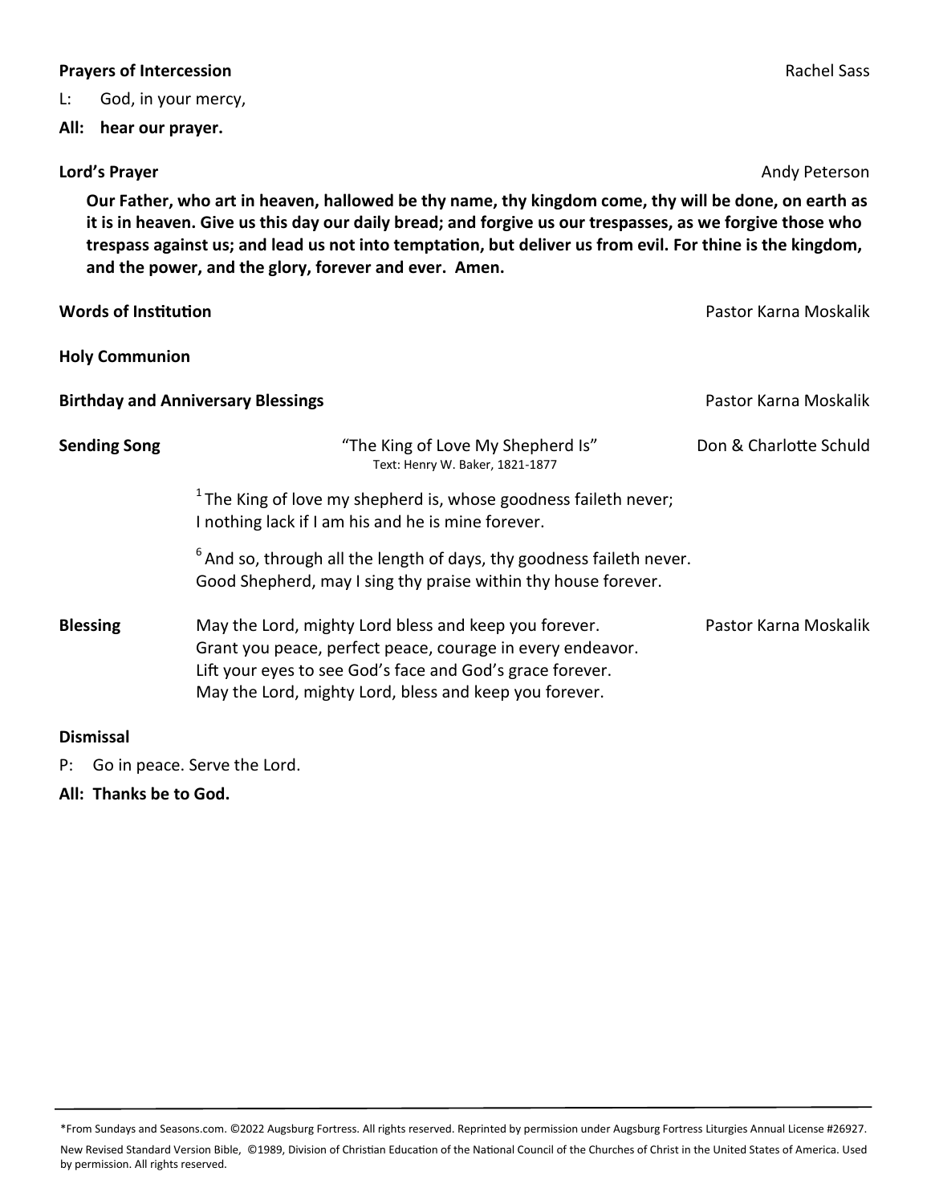**Prayers of Intercession** Rachel Sass

L: God, in your mercy,

**All: hear our prayer.**

**Lord's Prayer** Andy Peterson

**Our Father, who art in heaven, hallowed be thy name, thy kingdom come, thy will be done, on earth as it is in heaven. Give us this day our daily bread; and forgive us our trespasses, as we forgive those who trespass against us; and lead us not into temptation, but deliver us from evil. For thine is the kingdom, and the power, and the glory, forever and ever. Amen.**

**Words of Institution** Pastor Karna Moskalik

**Holy Communion**

**Birthday and Anniversary Blessings** Pastor Karna Moskalik

**Sending Song** "The King of Love My Shepherd Is" Don & Charlotte Schuld

Text: Henry W. Baker, 1821-1877

[1] The King of love my shepherd is, whose goodness faileth never;
I nothing lack if I am his and he is mine forever.

[6] And so, through all the length of days, thy goodness faileth never.
Good Shepherd, may I sing thy praise within thy house forever.

**Blessing** Pastor Karna Moskalik

May the Lord, mighty Lord bless and keep you forever.
Grant you peace, perfect peace, courage in every endeavor.
Lift your eyes to see God's face and God's grace forever.
May the Lord, mighty Lord, bless and keep you forever.

**Dismissal**

P: Go in peace. Serve the Lord.

**All: Thanks be to God.**

---

*From Sundays and Seasons.com. ©2022 Augsburg Fortress. All rights reserved. Reprinted by permission under Augsburg Fortress Liturgies Annual License #26927.

New Revised Standard Version Bible, ©1989, Division of Christian Education of the National Council of the Churches of Christ in the United States of America. Used by permission. All rights reserved.